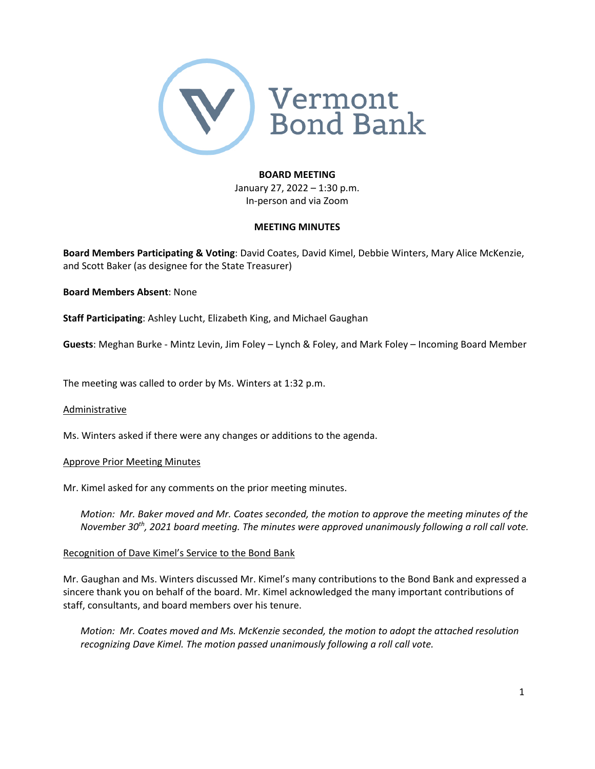Vermont Bond Bank

**BOARD MEETING**
January 27, 2022 – 1:30 p.m.
In-person and via Zoom

**MEETING MINUTES**

**Board Members Participating & Voting**: David Coates, David Kimel, Debbie Winters, Mary Alice McKenzie, and Scott Baker (as designee for the State Treasurer)

**Board Members Absent**: None

**Staff Participating**: Ashley Lucht, Elizabeth King, and Michael Gaughan

**Guests**: Meghan Burke - Mintz Levin, Jim Foley – Lynch & Foley, and Mark Foley – Incoming Board Member

The meeting was called to order by Ms. Winters at 1:32 p.m.

<u>Administrative</u>

Ms. Winters asked if there were any changes or additions to the agenda.

<u>Approve Prior Meeting Minutes</u>

Mr. Kimel asked for any comments on the prior meeting minutes.

> *Motion: Mr. Baker moved and Mr. Coates seconded, the motion to approve the meeting minutes of the November 30th, 2021 board meeting. The minutes were approved unanimously following a roll call vote.*

<u>Recognition of Dave Kimel's Service to the Bond Bank</u>

Mr. Gaughan and Ms. Winters discussed Mr. Kimel's many contributions to the Bond Bank and expressed a sincere thank you on behalf of the board. Mr. Kimel acknowledged the many important contributions of staff, consultants, and board members over his tenure.

> *Motion: Mr. Coates moved and Ms. McKenzie seconded, the motion to adopt the attached resolution recognizing Dave Kimel. The motion passed unanimously following a roll call vote.*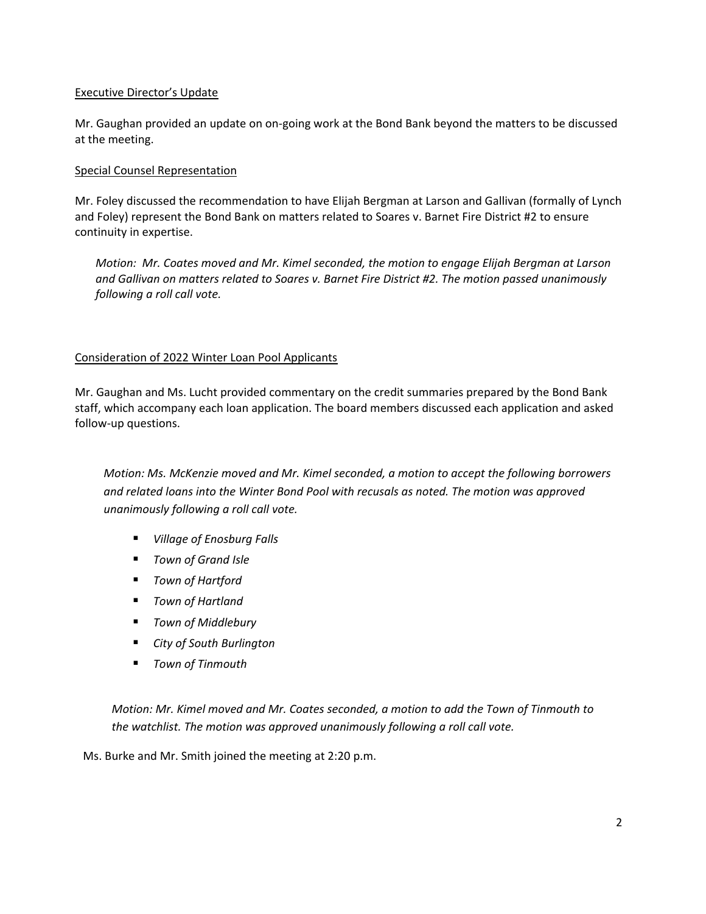<u>Executive Director's Update</u>

Mr. Gaughan provided an update on on-going work at the Bond Bank beyond the matters to be discussed at the meeting.

<u>Special Counsel Representation</u>

Mr. Foley discussed the recommendation to have Elijah Bergman at Larson and Gallivan (formally of Lynch and Foley) represent the Bond Bank on matters related to Soares v. Barnet Fire District #2 to ensure continuity in expertise.

> *Motion: Mr. Coates moved and Mr. Kimel seconded, the motion to engage Elijah Bergman at Larson and Gallivan on matters related to Soares v. Barnet Fire District #2. The motion passed unanimously following a roll call vote.*

<u>Consideration of 2022 Winter Loan Pool Applicants</u>

Mr. Gaughan and Ms. Lucht provided commentary on the credit summaries prepared by the Bond Bank staff, which accompany each loan application. The board members discussed each application and asked follow-up questions.

> *Motion: Ms. McKenzie moved and Mr. Kimel seconded, a motion to accept the following borrowers and related loans into the Winter Bond Pool with recusals as noted. The motion was approved unanimously following a roll call vote.*
>
> - *Village of Enosburg Falls*
> - *Town of Grand Isle*
> - *Town of Hartford*
> - *Town of Hartland*
> - *Town of Middlebury*
> - *City of South Burlington*
> - *Town of Tinmouth*

> *Motion: Mr. Kimel moved and Mr. Coates seconded, a motion to add the Town of Tinmouth to the watchlist. The motion was approved unanimously following a roll call vote.*

Ms. Burke and Mr. Smith joined the meeting at 2:20 p.m.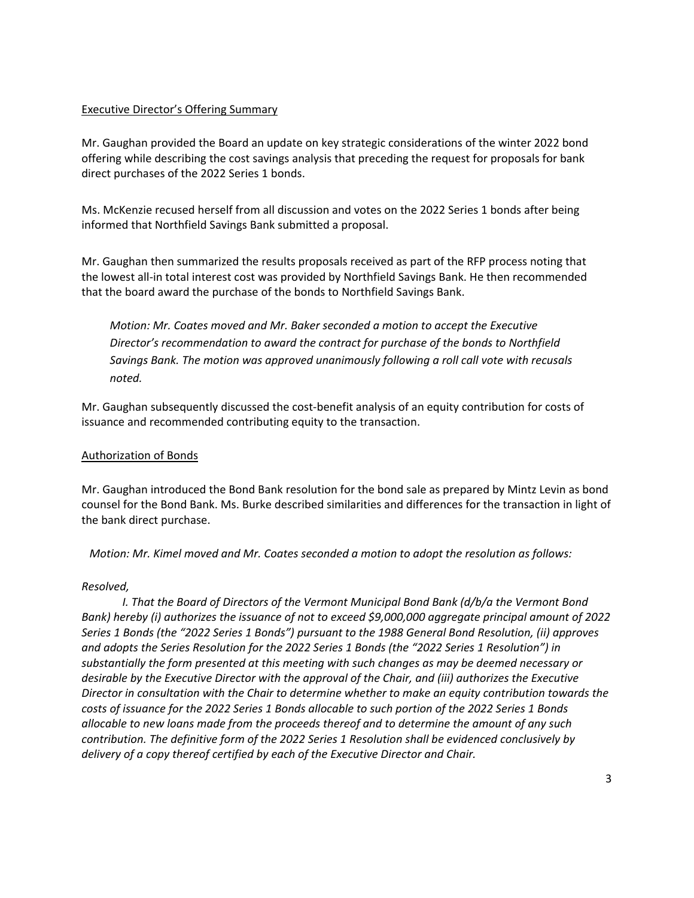Executive Director's Offering Summary

Mr. Gaughan provided the Board an update on key strategic considerations of the winter 2022 bond offering while describing the cost savings analysis that preceding the request for proposals for bank direct purchases of the 2022 Series 1 bonds.

Ms. McKenzie recused herself from all discussion and votes on the 2022 Series 1 bonds after being informed that Northfield Savings Bank submitted a proposal.

Mr. Gaughan then summarized the results proposals received as part of the RFP process noting that the lowest all-in total interest cost was provided by Northfield Savings Bank. He then recommended that the board award the purchase of the bonds to Northfield Savings Bank.

> *Motion: Mr. Coates moved and Mr. Baker seconded a motion to accept the Executive Director's recommendation to award the contract for purchase of the bonds to Northfield Savings Bank. The motion was approved unanimously following a roll call vote with recusals noted.*

Mr. Gaughan subsequently discussed the cost-benefit analysis of an equity contribution for costs of issuance and recommended contributing equity to the transaction.

Authorization of Bonds

Mr. Gaughan introduced the Bond Bank resolution for the bond sale as prepared by Mintz Levin as bond counsel for the Bond Bank. Ms. Burke described similarities and differences for the transaction in light of the bank direct purchase.

*Motion: Mr. Kimel moved and Mr. Coates seconded a motion to adopt the resolution as follows:*

*Resolved,*

*I. That the Board of Directors of the Vermont Municipal Bond Bank (d/b/a the Vermont Bond Bank) hereby (i) authorizes the issuance of not to exceed $9,000,000 aggregate principal amount of 2022 Series 1 Bonds (the "2022 Series 1 Bonds") pursuant to the 1988 General Bond Resolution, (ii) approves and adopts the Series Resolution for the 2022 Series 1 Bonds (the "2022 Series 1 Resolution") in substantially the form presented at this meeting with such changes as may be deemed necessary or desirable by the Executive Director with the approval of the Chair, and (iii) authorizes the Executive Director in consultation with the Chair to determine whether to make an equity contribution towards the costs of issuance for the 2022 Series 1 Bonds allocable to such portion of the 2022 Series 1 Bonds allocable to new loans made from the proceeds thereof and to determine the amount of any such contribution. The definitive form of the 2022 Series 1 Resolution shall be evidenced conclusively by delivery of a copy thereof certified by each of the Executive Director and Chair.*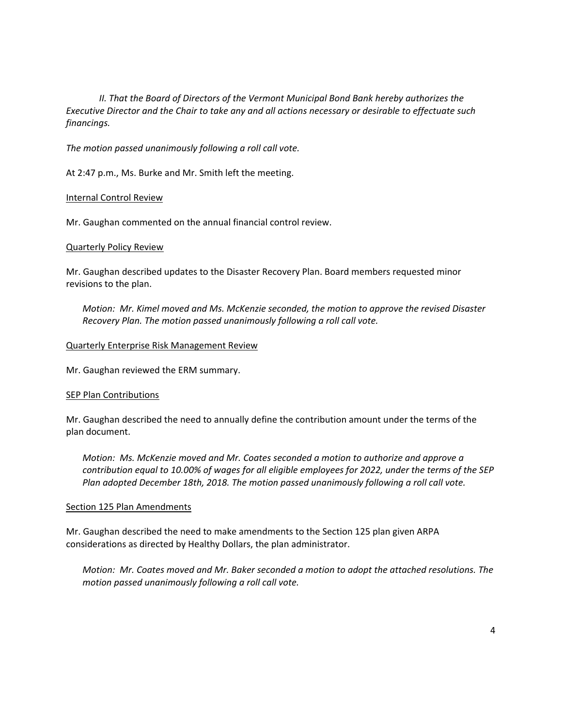*II. That the Board of Directors of the Vermont Municipal Bond Bank hereby authorizes the Executive Director and the Chair to take any and all actions necessary or desirable to effectuate such financings.*

*The motion passed unanimously following a roll call vote.*

At 2:47 p.m., Ms. Burke and Mr. Smith left the meeting.

<u>Internal Control Review</u>

Mr. Gaughan commented on the annual financial control review.

<u>Quarterly Policy Review</u>

Mr. Gaughan described updates to the Disaster Recovery Plan. Board members requested minor revisions to the plan.

> *Motion: Mr. Kimel moved and Ms. McKenzie seconded, the motion to approve the revised Disaster Recovery Plan. The motion passed unanimously following a roll call vote.*

<u>Quarterly Enterprise Risk Management Review</u>

Mr. Gaughan reviewed the ERM summary.

<u>SEP Plan Contributions</u>

Mr. Gaughan described the need to annually define the contribution amount under the terms of the plan document.

> *Motion: Ms. McKenzie moved and Mr. Coates seconded a motion to authorize and approve a contribution equal to 10.00% of wages for all eligible employees for 2022, under the terms of the SEP Plan adopted December 18th, 2018. The motion passed unanimously following a roll call vote.*

<u>Section 125 Plan Amendments</u>

Mr. Gaughan described the need to make amendments to the Section 125 plan given ARPA considerations as directed by Healthy Dollars, the plan administrator.

> *Motion: Mr. Coates moved and Mr. Baker seconded a motion to adopt the attached resolutions. The motion passed unanimously following a roll call vote.*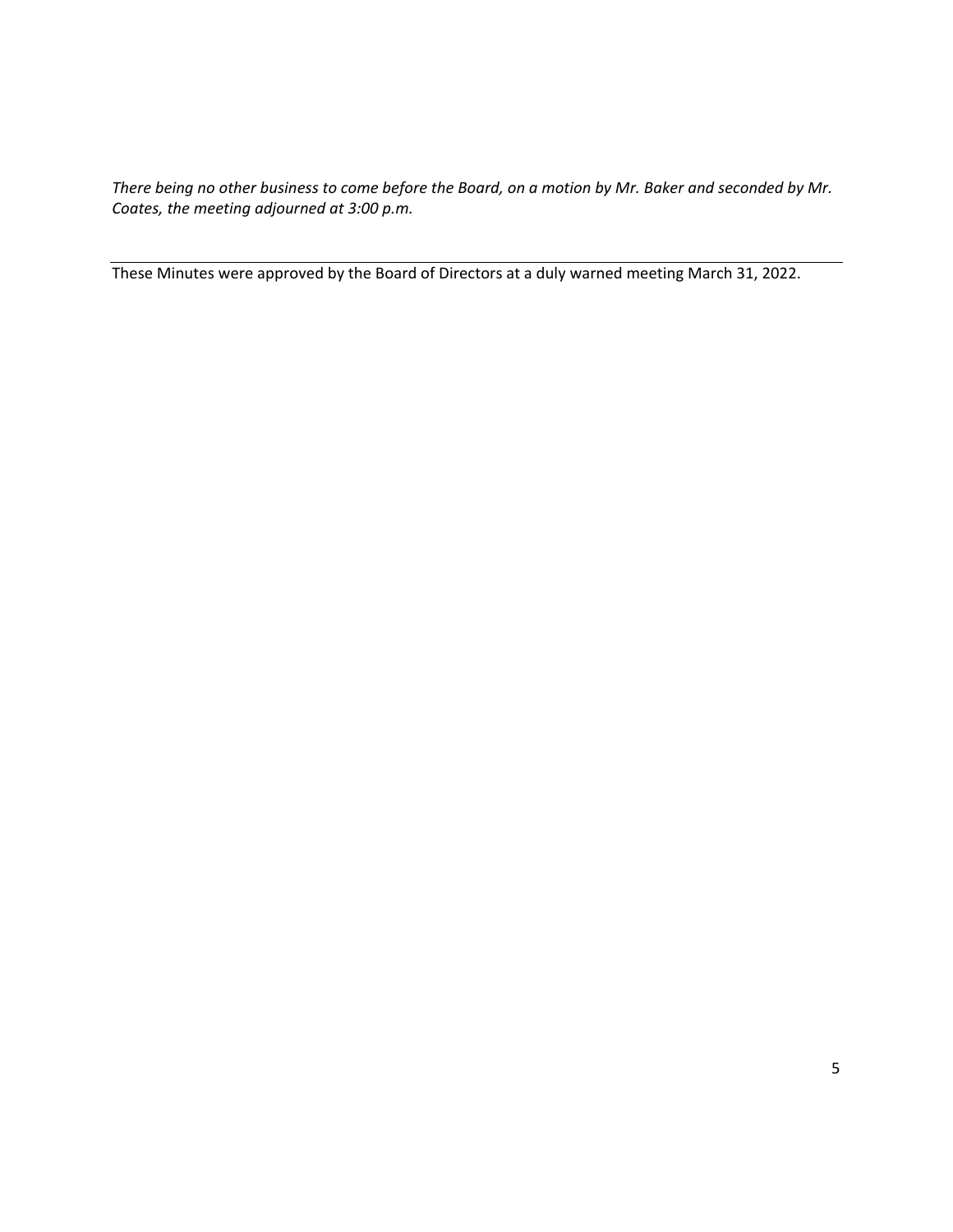*There being no other business to come before the Board, on a motion by Mr. Baker and seconded by Mr. Coates, the meeting adjourned at 3:00 p.m.*

---

These Minutes were approved by the Board of Directors at a duly warned meeting March 31, 2022.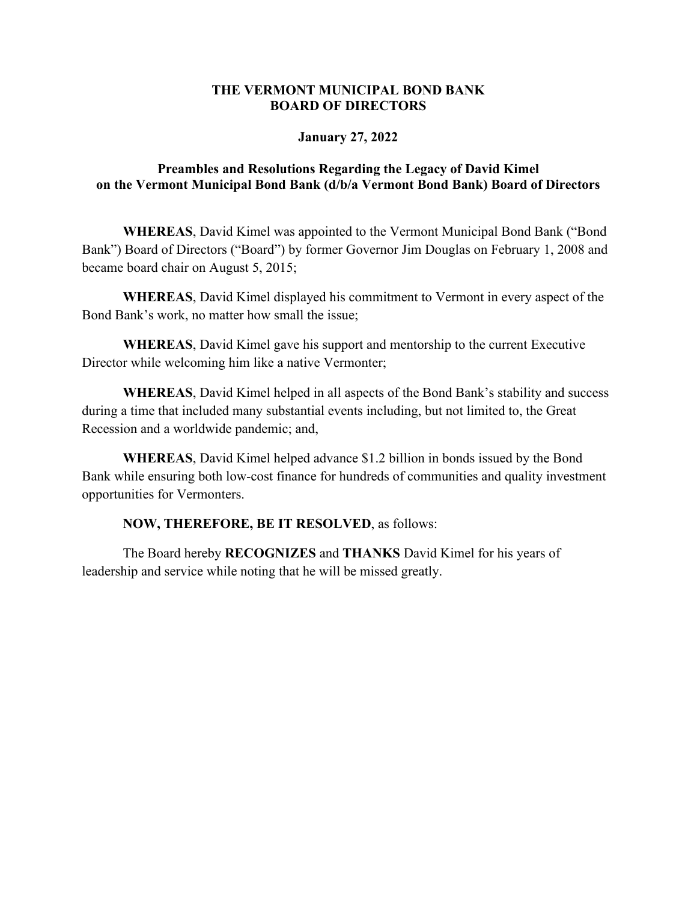**THE VERMONT MUNICIPAL BOND BANK**
**BOARD OF DIRECTORS**

**January 27, 2022**

**Preambles and Resolutions Regarding the Legacy of David Kimel on the Vermont Municipal Bond Bank (d/b/a Vermont Bond Bank) Board of Directors**

**WHEREAS**, David Kimel was appointed to the Vermont Municipal Bond Bank ("Bond Bank") Board of Directors ("Board") by former Governor Jim Douglas on February 1, 2008 and became board chair on August 5, 2015;

**WHEREAS**, David Kimel displayed his commitment to Vermont in every aspect of the Bond Bank's work, no matter how small the issue;

**WHEREAS**, David Kimel gave his support and mentorship to the current Executive Director while welcoming him like a native Vermonter;

**WHEREAS**, David Kimel helped in all aspects of the Bond Bank's stability and success during a time that included many substantial events including, but not limited to, the Great Recession and a worldwide pandemic; and,

**WHEREAS**, David Kimel helped advance $1.2 billion in bonds issued by the Bond Bank while ensuring both low-cost finance for hundreds of communities and quality investment opportunities for Vermonters.

**NOW, THEREFORE, BE IT RESOLVED**, as follows:

The Board hereby **RECOGNIZES** and **THANKS** David Kimel for his years of leadership and service while noting that he will be missed greatly.